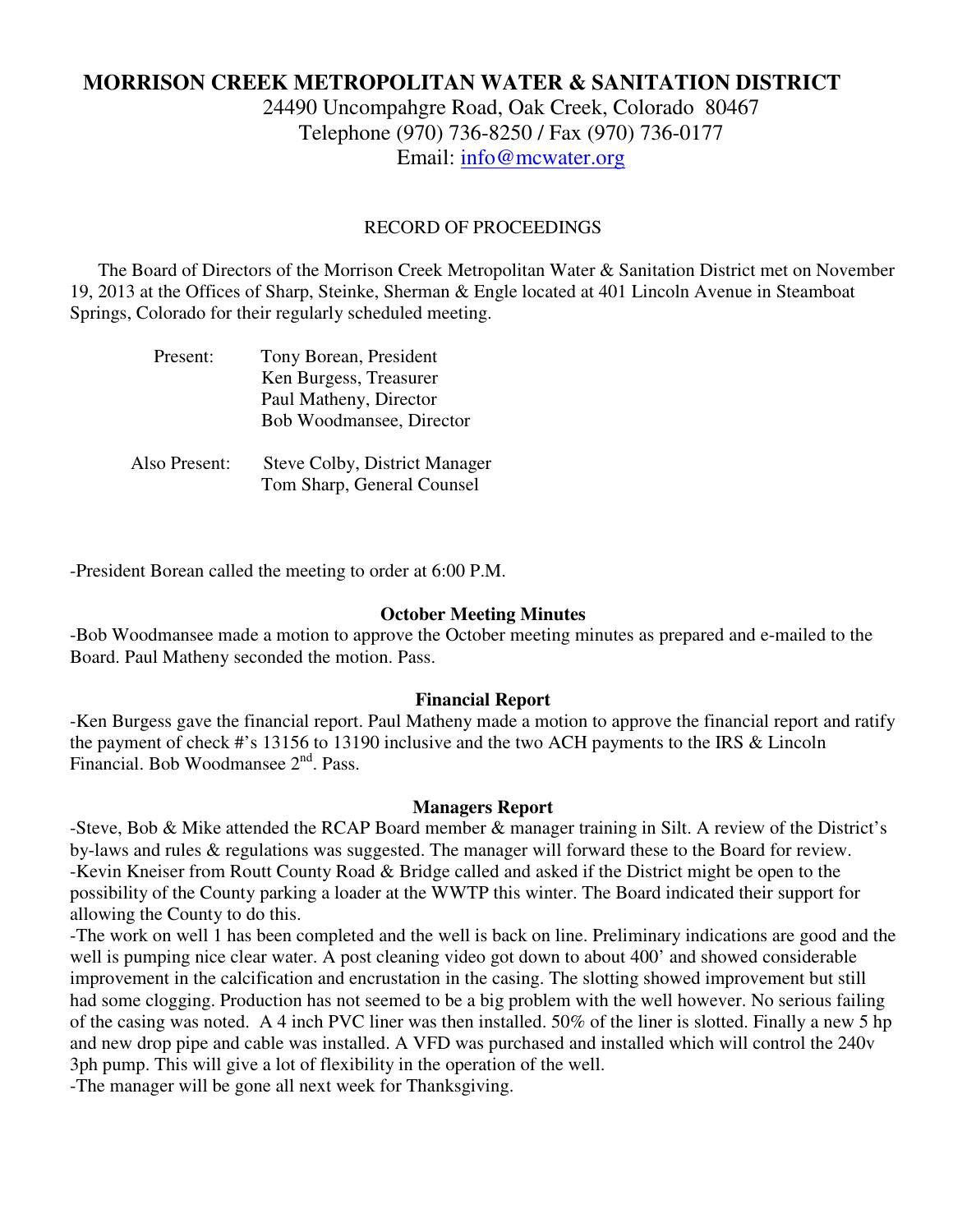# MORRISON CREEK METROPOLITAN WATER & SANITATION DISTRICT

24490 Uncompahgre Road, Oak Creek, Colorado 80467
Telephone (970) 736-8250 / Fax (970) 736-0177
Email: info@mcwater.org

RECORD OF PROCEEDINGS

The Board of Directors of the Morrison Creek Metropolitan Water & Sanitation District met on November 19, 2013 at the Offices of Sharp, Steinke, Sherman & Engle located at 401 Lincoln Avenue in Steamboat Springs, Colorado for their regularly scheduled meeting.

| | |
|---|---|
| Present: | Tony Borean, President |
| | Ken Burgess, Treasurer |
| | Paul Matheny, Director |
| | Bob Woodmansee, Director |
| Also Present: | Steve Colby, District Manager |
| | Tom Sharp, General Counsel |

-President Borean called the meeting to order at 6:00 P.M.

**October Meeting Minutes**

-Bob Woodmansee made a motion to approve the October meeting minutes as prepared and e-mailed to the Board. Paul Matheny seconded the motion. Pass.

**Financial Report**

-Ken Burgess gave the financial report. Paul Matheny made a motion to approve the financial report and ratify the payment of check #'s 13156 to 13190 inclusive and the two ACH payments to the IRS & Lincoln Financial. Bob Woodmansee 2nd. Pass.

**Managers Report**

-Steve, Bob & Mike attended the RCAP Board member & manager training in Silt. A review of the District's by-laws and rules & regulations was suggested. The manager will forward these to the Board for review.
-Kevin Kneiser from Routt County Road & Bridge called and asked if the District might be open to the possibility of the County parking a loader at the WWTP this winter. The Board indicated their support for allowing the County to do this.
-The work on well 1 has been completed and the well is back on line. Preliminary indications are good and the well is pumping nice clear water. A post cleaning video got down to about 400' and showed considerable improvement in the calcification and encrustation in the casing. The slotting showed improvement but still had some clogging. Production has not seemed to be a big problem with the well however. No serious failing of the casing was noted. A 4 inch PVC liner was then installed. 50% of the liner is slotted. Finally a new 5 hp and new drop pipe and cable was installed. A VFD was purchased and installed which will control the 240v 3ph pump. This will give a lot of flexibility in the operation of the well.
-The manager will be gone all next week for Thanksgiving.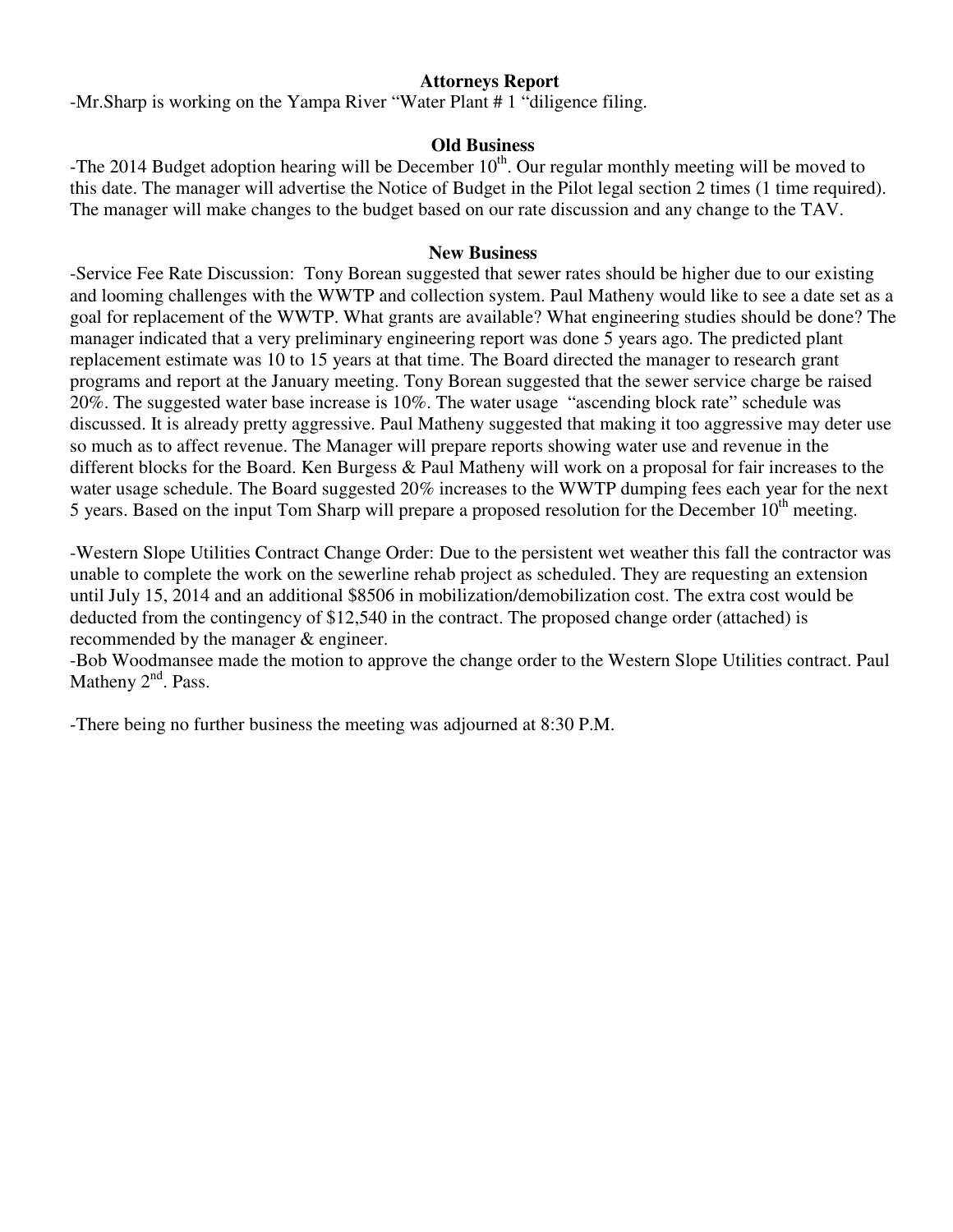### Attorneys Report

-Mr.Sharp is working on the Yampa River "Water Plant # 1 "diligence filing.

### Old Business

-The 2014 Budget adoption hearing will be December 10th. Our regular monthly meeting will be moved to this date. The manager will advertise the Notice of Budget in the Pilot legal section 2 times (1 time required). The manager will make changes to the budget based on our rate discussion and any change to the TAV.

### New Business

-Service Fee Rate Discussion: Tony Borean suggested that sewer rates should be higher due to our existing and looming challenges with the WWTP and collection system. Paul Matheny would like to see a date set as a goal for replacement of the WWTP. What grants are available? What engineering studies should be done? The manager indicated that a very preliminary engineering report was done 5 years ago. The predicted plant replacement estimate was 10 to 15 years at that time. The Board directed the manager to research grant programs and report at the January meeting. Tony Borean suggested that the sewer service charge be raised 20%. The suggested water base increase is 10%. The water usage "ascending block rate" schedule was discussed. It is already pretty aggressive. Paul Matheny suggested that making it too aggressive may deter use so much as to affect revenue. The Manager will prepare reports showing water use and revenue in the different blocks for the Board. Ken Burgess & Paul Matheny will work on a proposal for fair increases to the water usage schedule. The Board suggested 20% increases to the WWTP dumping fees each year for the next 5 years. Based on the input Tom Sharp will prepare a proposed resolution for the December 10th meeting.

-Western Slope Utilities Contract Change Order: Due to the persistent wet weather this fall the contractor was unable to complete the work on the sewerline rehab project as scheduled. They are requesting an extension until July 15, 2014 and an additional $8506 in mobilization/demobilization cost. The extra cost would be deducted from the contingency of $12,540 in the contract. The proposed change order (attached) is recommended by the manager & engineer.

-Bob Woodmansee made the motion to approve the change order to the Western Slope Utilities contract. Paul Matheny 2nd. Pass.

-There being no further business the meeting was adjourned at 8:30 P.M.